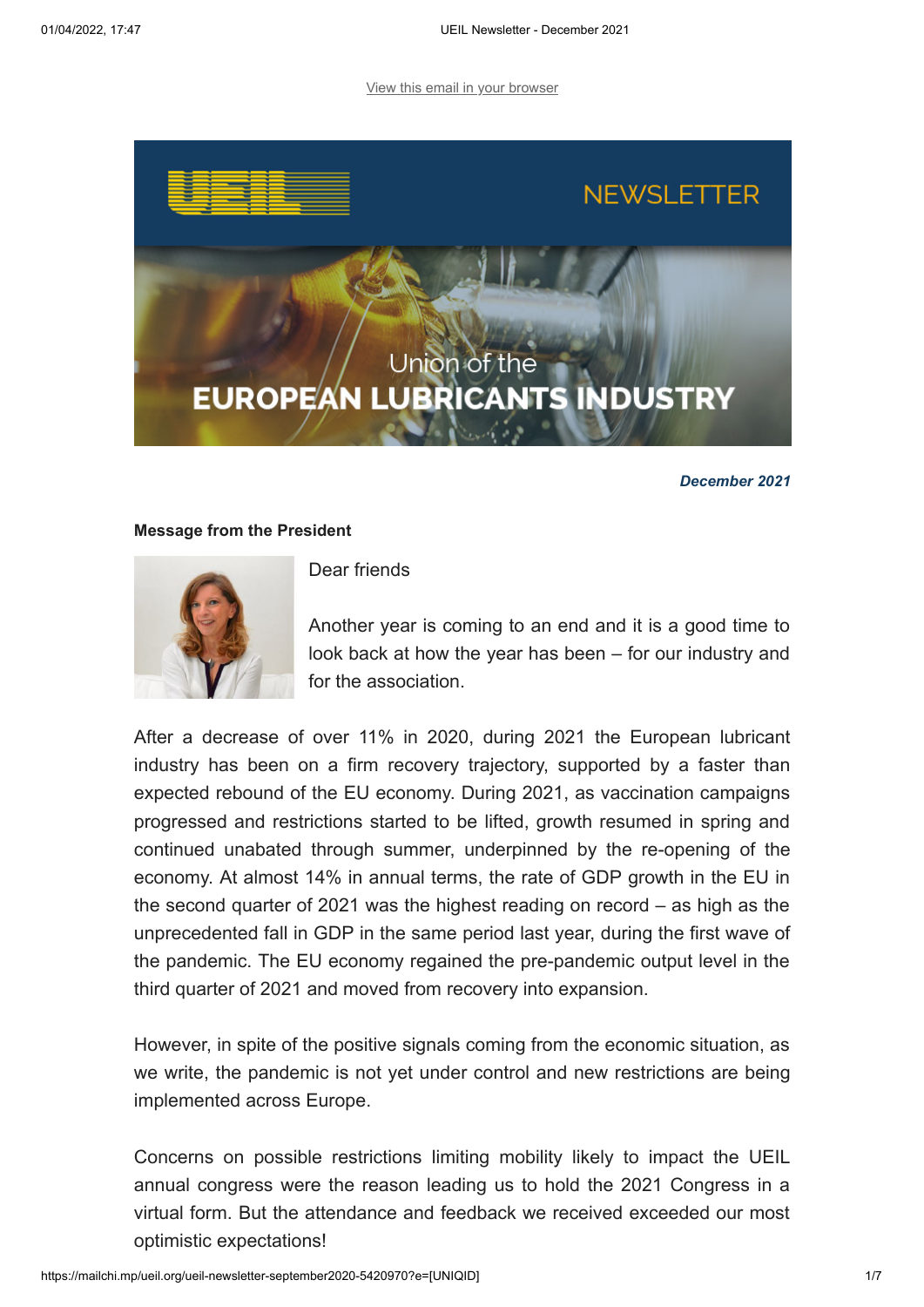View this email in your browser

UEIL NEWSLETTER

Union of the
**EUROPEAN LUBRICANTS INDUSTRY**

***December 2021***

**Message from the President**

Dear friends

Another year is coming to an end and it is a good time to look back at how the year has been – for our industry and for the association.

After a decrease of over 11% in 2020, during 2021 the European lubricant industry has been on a firm recovery trajectory, supported by a faster than expected rebound of the EU economy. During 2021, as vaccination campaigns progressed and restrictions started to be lifted, growth resumed in spring and continued unabated through summer, underpinned by the re-opening of the economy. At almost 14% in annual terms, the rate of GDP growth in the EU in the second quarter of 2021 was the highest reading on record – as high as the unprecedented fall in GDP in the same period last year, during the first wave of the pandemic. The EU economy regained the pre-pandemic output level in the third quarter of 2021 and moved from recovery into expansion.

However, in spite of the positive signals coming from the economic situation, as we write, the pandemic is not yet under control and new restrictions are being implemented across Europe.

Concerns on possible restrictions limiting mobility likely to impact the UEIL annual congress were the reason leading us to hold the 2021 Congress in a virtual form. But the attendance and feedback we received exceeded our most optimistic expectations!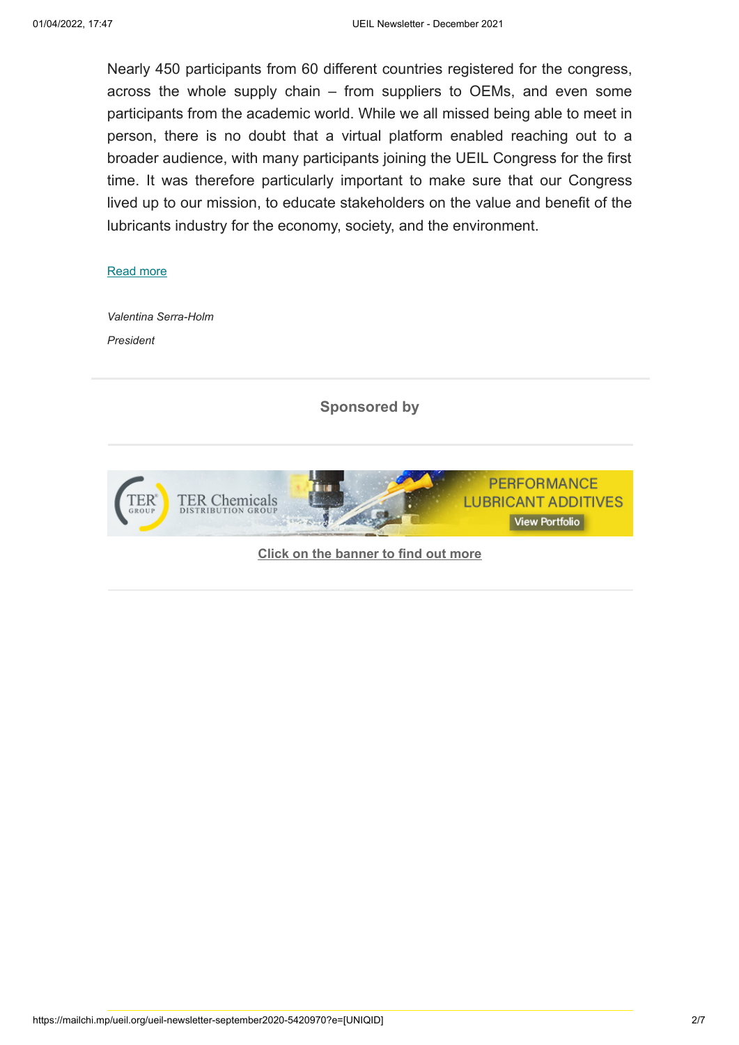Nearly 450 participants from 60 different countries registered for the congress, across the whole supply chain – from suppliers to OEMs, and even some participants from the academic world. While we all missed being able to meet in person, there is no doubt that a virtual platform enabled reaching out to a broader audience, with many participants joining the UEIL Congress for the first time. It was therefore particularly important to make sure that our Congress lived up to our mission, to educate stakeholders on the value and benefit of the lubricants industry for the economy, society, and the environment.

Read more

*Valentina Serra-Holm*

*President*

**Sponsored by**

Click on the banner to find out more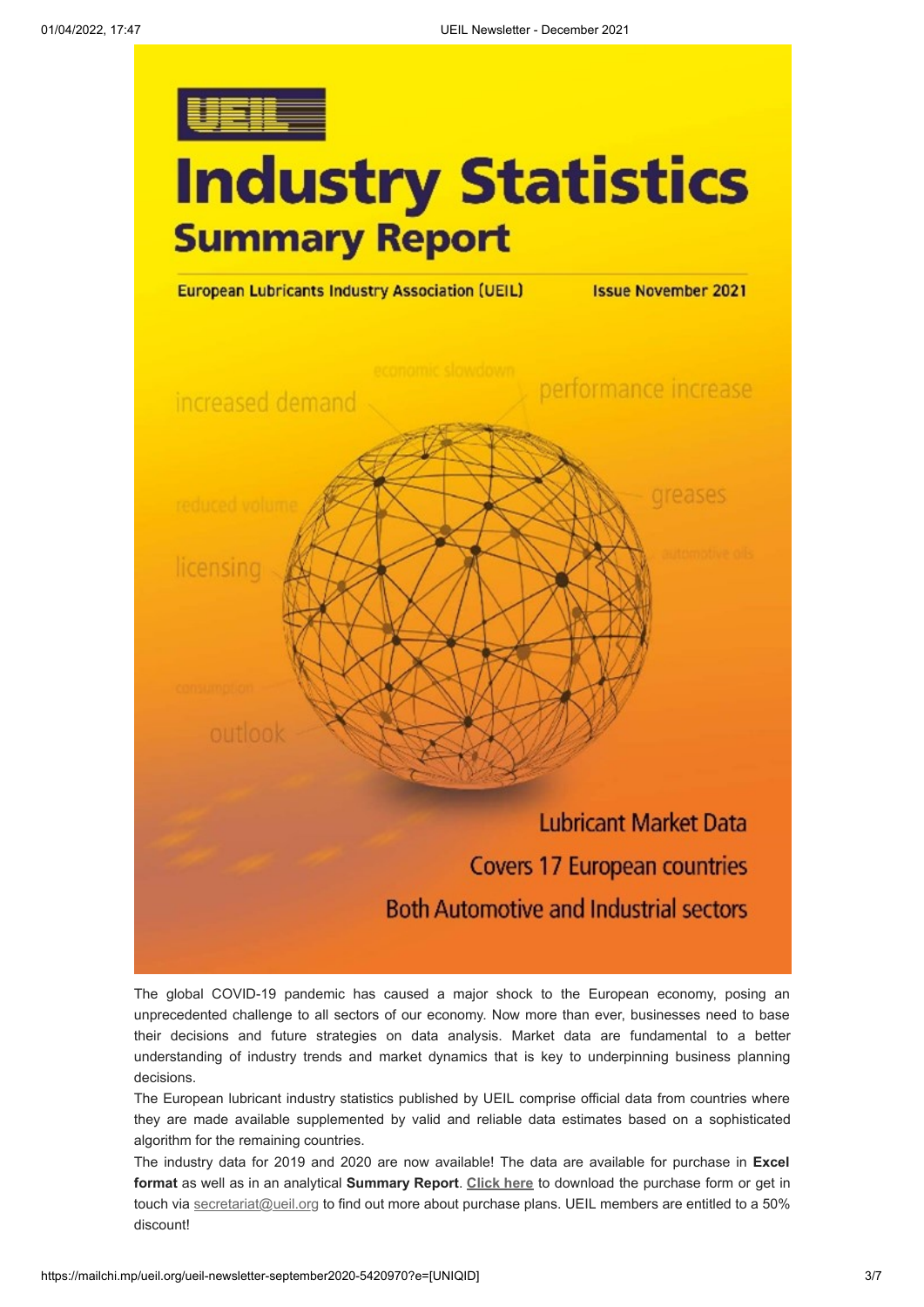# Industry Statistics

## Summary Report

European Lubricants Industry Association (UEIL) — Issue November 2021

Lubricant Market Data

Covers 17 European countries

Both Automotive and Industrial sectors

The global COVID-19 pandemic has caused a major shock to the European economy, posing an unprecedented challenge to all sectors of our economy. Now more than ever, businesses need to base their decisions and future strategies on data analysis. Market data are fundamental to a better understanding of industry trends and market dynamics that is key to underpinning business planning decisions.

The European lubricant industry statistics published by UEIL comprise official data from countries where they are made available supplemented by valid and reliable data estimates based on a sophisticated algorithm for the remaining countries.

The industry data for 2019 and 2020 are now available! The data are available for purchase in **Excel format** as well as in an analytical **Summary Report**. **Click here** to download the purchase form or get in touch via secretariat@ueil.org to find out more about purchase plans. UEIL members are entitled to a 50% discount!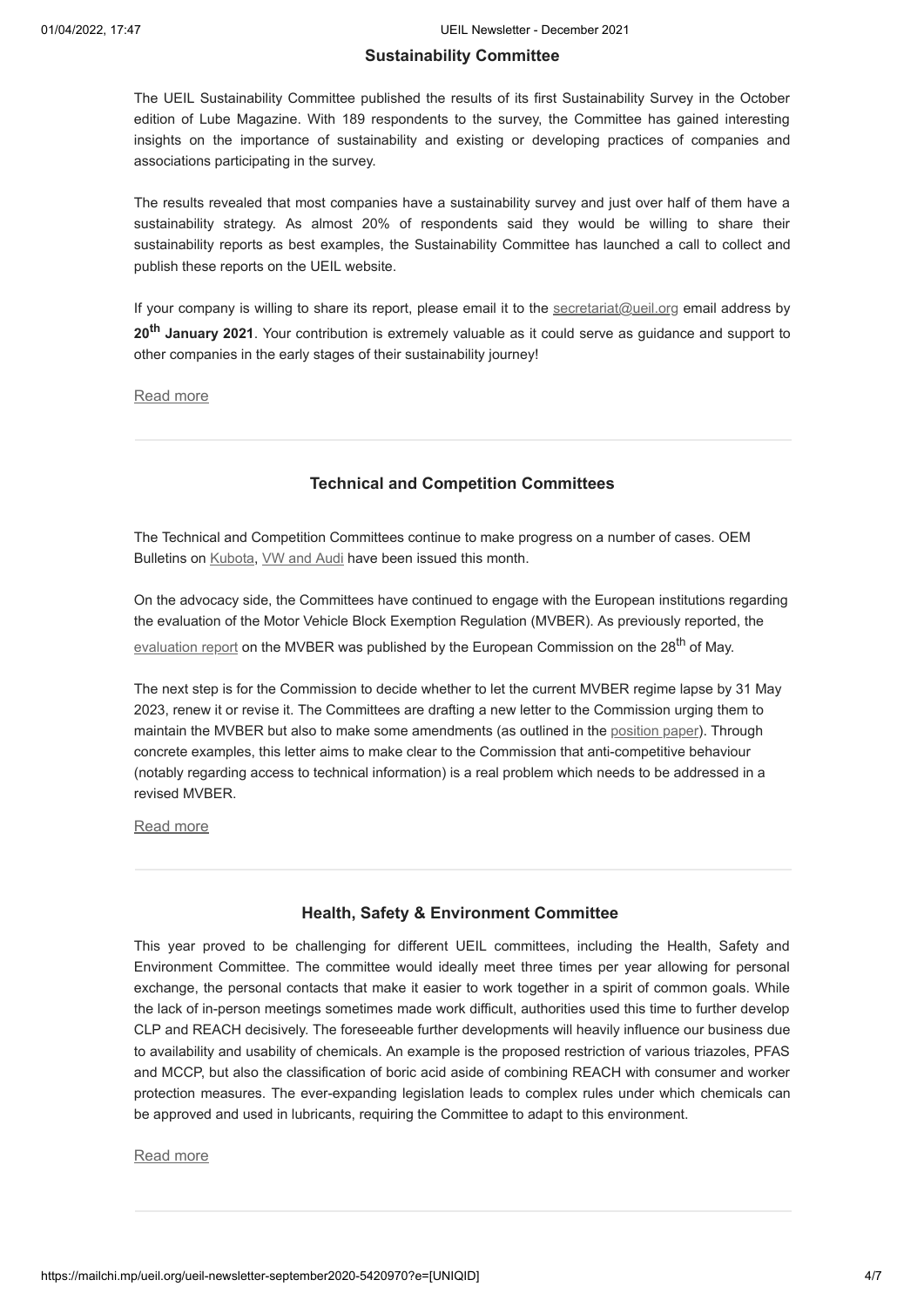## Sustainability Committee

The UEIL Sustainability Committee published the results of its first Sustainability Survey in the October edition of Lube Magazine. With 189 respondents to the survey, the Committee has gained interesting insights on the importance of sustainability and existing or developing practices of companies and associations participating in the survey.

The results revealed that most companies have a sustainability survey and just over half of them have a sustainability strategy. As almost 20% of respondents said they would be willing to share their sustainability reports as best examples, the Sustainability Committee has launched a call to collect and publish these reports on the UEIL website.

If your company is willing to share its report, please email it to the secretariat@ueil.org email address by **20th January 2021**. Your contribution is extremely valuable as it could serve as guidance and support to other companies in the early stages of their sustainability journey!

Read more

---

## Technical and Competition Committees

The Technical and Competition Committees continue to make progress on a number of cases. OEM Bulletins on Kubota, VW and Audi have been issued this month.

On the advocacy side, the Committees have continued to engage with the European institutions regarding the evaluation of the Motor Vehicle Block Exemption Regulation (MVBER). As previously reported, the evaluation report on the MVBER was published by the European Commission on the 28th of May.

The next step is for the Commission to decide whether to let the current MVBER regime lapse by 31 May 2023, renew it or revise it. The Committees are drafting a new letter to the Commission urging them to maintain the MVBER but also to make some amendments (as outlined in the position paper). Through concrete examples, this letter aims to make clear to the Commission that anti-competitive behaviour (notably regarding access to technical information) is a real problem which needs to be addressed in a revised MVBER.

Read more

---

## Health, Safety & Environment Committee

This year proved to be challenging for different UEIL committees, including the Health, Safety and Environment Committee. The committee would ideally meet three times per year allowing for personal exchange, the personal contacts that make it easier to work together in a spirit of common goals. While the lack of in-person meetings sometimes made work difficult, authorities used this time to further develop CLP and REACH decisively. The foreseeable further developments will heavily influence our business due to availability and usability of chemicals. An example is the proposed restriction of various triazoles, PFAS and MCCP, but also the classification of boric acid aside of combining REACH with consumer and worker protection measures. The ever-expanding legislation leads to complex rules under which chemicals can be approved and used in lubricants, requiring the Committee to adapt to this environment.

Read more

---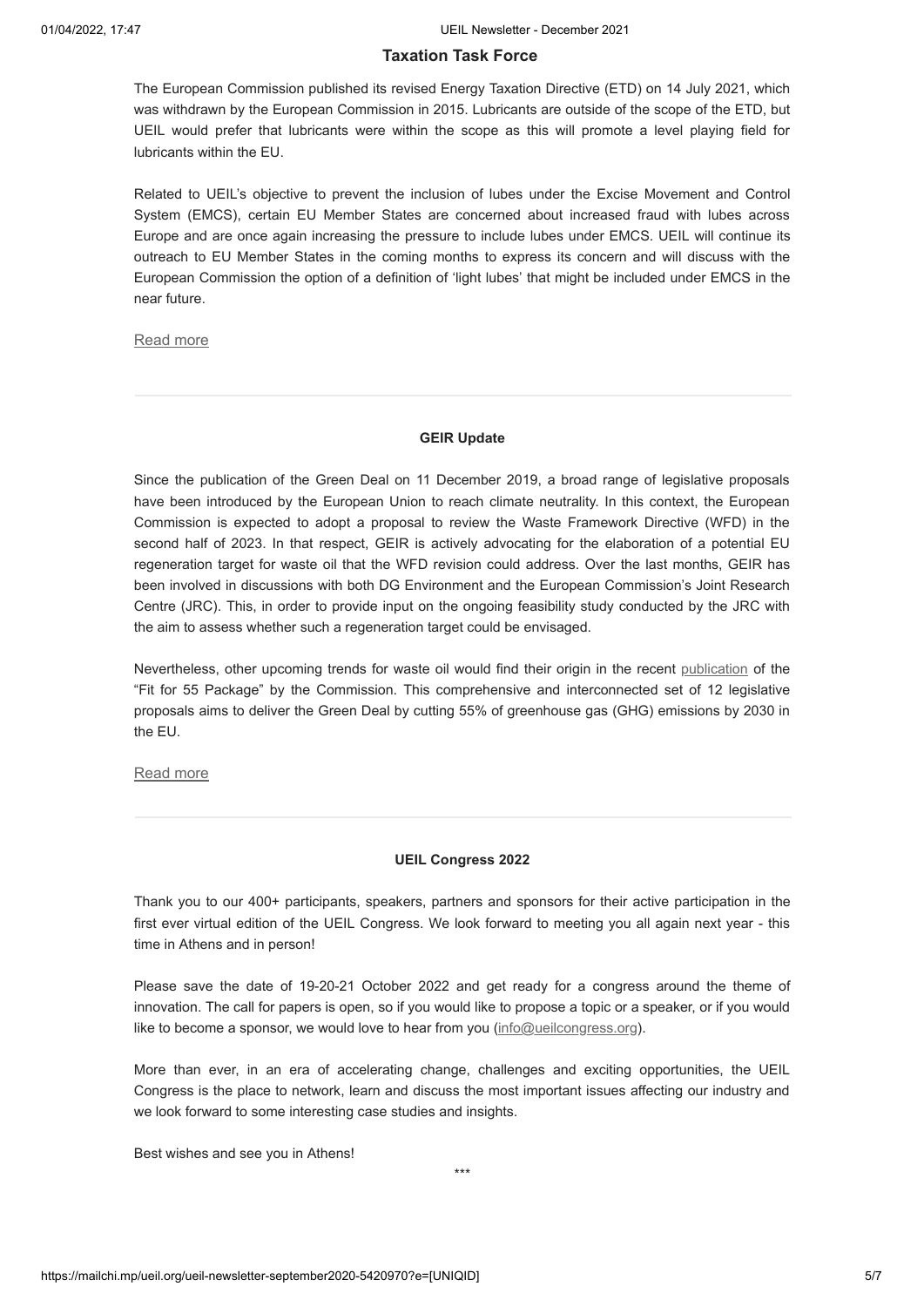## Taxation Task Force

The European Commission published its revised Energy Taxation Directive (ETD) on 14 July 2021, which was withdrawn by the European Commission in 2015. Lubricants are outside of the scope of the ETD, but UEIL would prefer that lubricants were within the scope as this will promote a level playing field for lubricants within the EU.

Related to UEIL's objective to prevent the inclusion of lubes under the Excise Movement and Control System (EMCS), certain EU Member States are concerned about increased fraud with lubes across Europe and are once again increasing the pressure to include lubes under EMCS. UEIL will continue its outreach to EU Member States in the coming months to express its concern and will discuss with the European Commission the option of a definition of 'light lubes' that might be included under EMCS in the near future.

Read more

---

### GEIR Update

Since the publication of the Green Deal on 11 December 2019, a broad range of legislative proposals have been introduced by the European Union to reach climate neutrality. In this context, the European Commission is expected to adopt a proposal to review the Waste Framework Directive (WFD) in the second half of 2023. In that respect, GEIR is actively advocating for the elaboration of a potential EU regeneration target for waste oil that the WFD revision could address. Over the last months, GEIR has been involved in discussions with both DG Environment and the European Commission's Joint Research Centre (JRC). This, in order to provide input on the ongoing feasibility study conducted by the JRC with the aim to assess whether such a regeneration target could be envisaged.

Nevertheless, other upcoming trends for waste oil would find their origin in the recent publication of the "Fit for 55 Package" by the Commission. This comprehensive and interconnected set of 12 legislative proposals aims to deliver the Green Deal by cutting 55% of greenhouse gas (GHG) emissions by 2030 in the EU.

Read more

---

### UEIL Congress 2022

Thank you to our 400+ participants, speakers, partners and sponsors for their active participation in the first ever virtual edition of the UEIL Congress. We look forward to meeting you all again next year - this time in Athens and in person!

Please save the date of 19-20-21 October 2022 and get ready for a congress around the theme of innovation. The call for papers is open, so if you would like to propose a topic or a speaker, or if you would like to become a sponsor, we would love to hear from you (info@ueilcongress.org).

More than ever, in an era of accelerating change, challenges and exciting opportunities, the UEIL Congress is the place to network, learn and discuss the most important issues affecting our industry and we look forward to some interesting case studies and insights.

Best wishes and see you in Athens!

***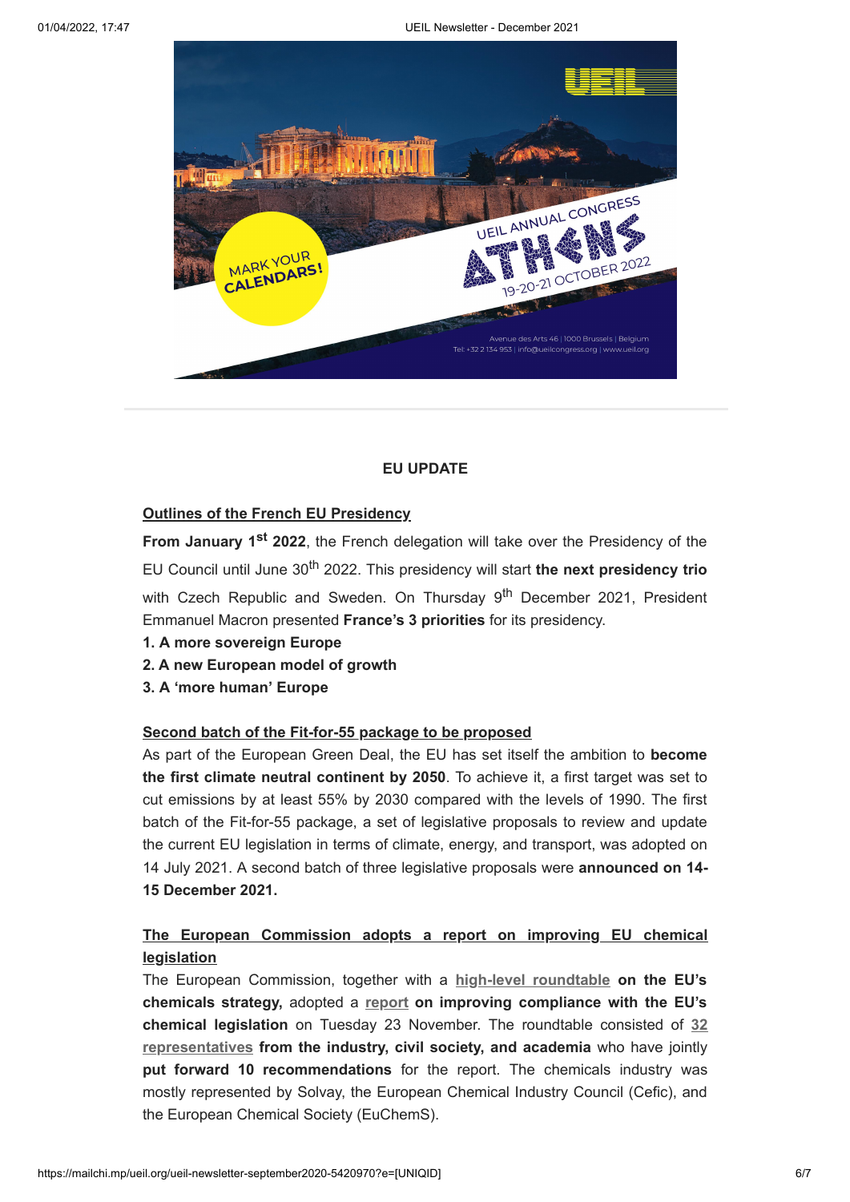## EU UPDATE

**Outlines of the French EU Presidency**

**From January 1st 2022**, the French delegation will take over the Presidency of the EU Council until June 30th 2022. This presidency will start **the next presidency trio** with Czech Republic and Sweden. On Thursday 9th December 2021, President Emmanuel Macron presented **France's 3 priorities** for its presidency.

**1. A more sovereign Europe**
**2. A new European model of growth**
**3. A 'more human' Europe**

**Second batch of the Fit-for-55 package to be proposed**

As part of the European Green Deal, the EU has set itself the ambition to **become the first climate neutral continent by 2050**. To achieve it, a first target was set to cut emissions by at least 55% by 2030 compared with the levels of 1990. The first batch of the Fit-for-55 package, a set of legislative proposals to review and update the current EU legislation in terms of climate, energy, and transport, was adopted on 14 July 2021. A second batch of three legislative proposals were **announced on 14-15 December 2021.**

**The European Commission adopts a report on improving EU chemical legislation**

The European Commission, together with a **high-level roundtable on the EU's chemicals strategy,** adopted a **report on improving compliance with the EU's chemical legislation** on Tuesday 23 November. The roundtable consisted of **32 representatives from the industry, civil society, and academia** who have jointly **put forward 10 recommendations** for the report. The chemicals industry was mostly represented by Solvay, the European Chemical Industry Council (Cefic), and the European Chemical Society (EuChemS).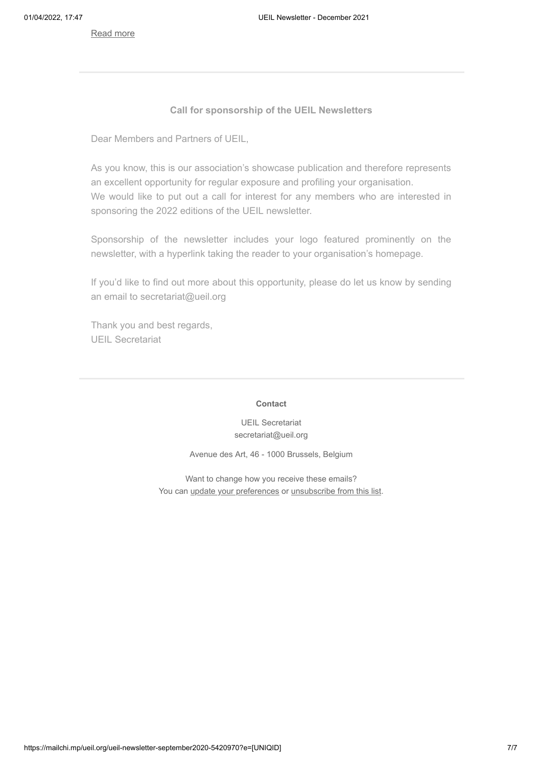Read more

---

### Call for sponsorship of the UEIL Newsletters

Dear Members and Partners of UEIL,

As you know, this is our association's showcase publication and therefore represents an excellent opportunity for regular exposure and profiling your organisation.
We would like to put out a call for interest for any members who are interested in sponsoring the 2022 editions of the UEIL newsletter.

Sponsorship of the newsletter includes your logo featured prominently on the newsletter, with a hyperlink taking the reader to your organisation's homepage.

If you'd like to find out more about this opportunity, please do let us know by sending an email to secretariat@ueil.org

Thank you and best regards,
UEIL Secretariat

---

**Contact**

UEIL Secretariat
secretariat@ueil.org

Avenue des Art, 46 - 1000 Brussels, Belgium

Want to change how you receive these emails?
You can update your preferences or unsubscribe from this list.